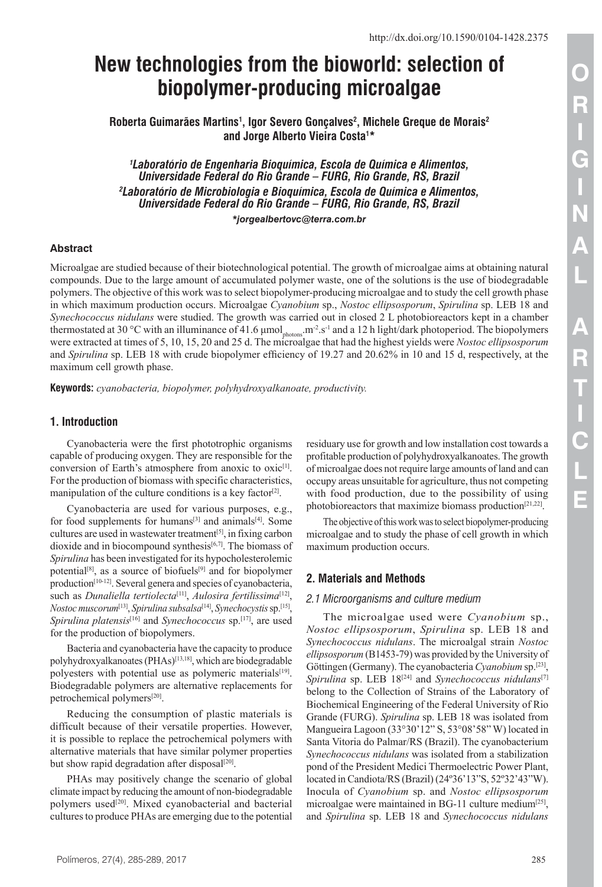# New technologies from the bioworld: selection of biopolymer-producing microalgae

**Roberta Guimarães Martins[1], Igor Severo Gonçalves[2], Michele Greque de Morais[2] and Jorge Alberto Vieira Costa[1]***

*[1]Laboratório de Engenharia Bioquímica, Escola de Química e Alimentos, Universidade Federal do Rio Grande – FURG, Rio Grande, RS, Brazil*
*[2]Laboratório de Microbiologia e Bioquímica, Escola de Química e Alimentos, Universidade Federal do Rio Grande – FURG, Rio Grande, RS, Brazil*
**jorgealbertovc@terra.com.br*

### Abstract

Microalgae are studied because of their biotechnological potential. The growth of microalgae aims at obtaining natural compounds. Due to the large amount of accumulated polymer waste, one of the solutions is the use of biodegradable polymers. The objective of this work was to select biopolymer-producing microalgae and to study the cell growth phase in which maximum production occurs. Microalgae *Cyanobium* sp., *Nostoc ellipsosporum*, *Spirulina* sp. LEB 18 and *Synechococcus nidulans* were studied. The growth was carried out in closed 2 L photobioreactors kept in a chamber thermostated at 30 °C with an illuminance of 41.6 $\mu mol_{photons}.m^{-2}.s^{-1}$ and a 12 h light/dark photoperiod. The biopolymers were extracted at times of 5, 10, 15, 20 and 25 d. The microalgae that had the highest yields were *Nostoc ellipsosporum* and *Spirulina* sp. LEB 18 with crude biopolymer efficiency of 19.27 and 20.62% in 10 and 15 d, respectively, at the maximum cell growth phase.

**Keywords:** *cyanobacteria, biopolymer, polyhydroxyalkanoate, productivity.*

## 1. Introduction

Cyanobacteria were the first phototrophic organisms capable of producing oxygen. They are responsible for the conversion of Earth's atmosphere from anoxic to oxic[1]. For the production of biomass with specific characteristics, manipulation of the culture conditions is a key factor[2].

Cyanobacteria are used for various purposes, e.g., for food supplements for humans[3] and animals[4]. Some cultures are used in wastewater treatment[5], in fixing carbon dioxide and in biocompound synthesis[6,7]. The biomass of *Spirulina* has been investigated for its hypocholesterolemic potential[8], as a source of biofuels[9] and for biopolymer production[10-12]. Several genera and species of cyanobacteria, such as *Dunaliella tertiolecta*[11], *Aulosira fertilissima*[12], *Nostoc muscorum*[13], *Spirulina subsalsa*[14], *Synechocystis* sp.[15], *Spirulina platensis*[16] and *Synechococcus* sp.[17], are used for the production of biopolymers.

Bacteria and cyanobacteria have the capacity to produce polyhydroxyalkanoates (PHAs)[13,18], which are biodegradable polyesters with potential use as polymeric materials[19]. Biodegradable polymers are alternative replacements for petrochemical polymers[20].

Reducing the consumption of plastic materials is difficult because of their versatile properties. However, it is possible to replace the petrochemical polymers with alternative materials that have similar polymer properties but show rapid degradation after disposal[20].

PHAs may positively change the scenario of global climate impact by reducing the amount of non-biodegradable polymers used[20]. Mixed cyanobacterial and bacterial cultures to produce PHAs are emerging due to the potential residuary use for growth and low installation cost towards a profitable production of polyhydroxyalkanoates. The growth of microalgae does not require large amounts of land and can occupy areas unsuitable for agriculture, thus not competing with food production, due to the possibility of using photobioreactors that maximize biomass production[21,22].

The objective of this work was to select biopolymer-producing microalgae and to study the phase of cell growth in which maximum production occurs.

## 2. Materials and Methods

### 2.1 Microorganisms and culture medium

The microalgae used were *Cyanobium* sp., *Nostoc ellipsosporum*, *Spirulina* sp. LEB 18 and *Synechococcus nidulans*. The microalgal strain *Nostoc ellipsosporum* (B1453-79) was provided by the University of Göttingen (Germany). The cyanobacteria *Cyanobium* sp.[23], *Spirulina* sp. LEB 18[24] and *Synechococcus nidulans*[7] belong to the Collection of Strains of the Laboratory of Biochemical Engineering of the Federal University of Rio Grande (FURG). *Spirulina* sp. LEB 18 was isolated from Mangueira Lagoon (33°30'12" S, 53°08'58" W) located in Santa Vitoria do Palmar/RS (Brazil). The cyanobacterium *Synechococcus nidulans* was isolated from a stabilization pond of the President Medici Thermoelectric Power Plant, located in Candiota/RS (Brazil) (24º36'13"S, 52º32'43"W). Inocula of *Cyanobium* sp. and *Nostoc ellipsosporum* microalgae were maintained in BG-11 culture medium[25], and *Spirulina* sp. LEB 18 and *Synechococcus nidulans*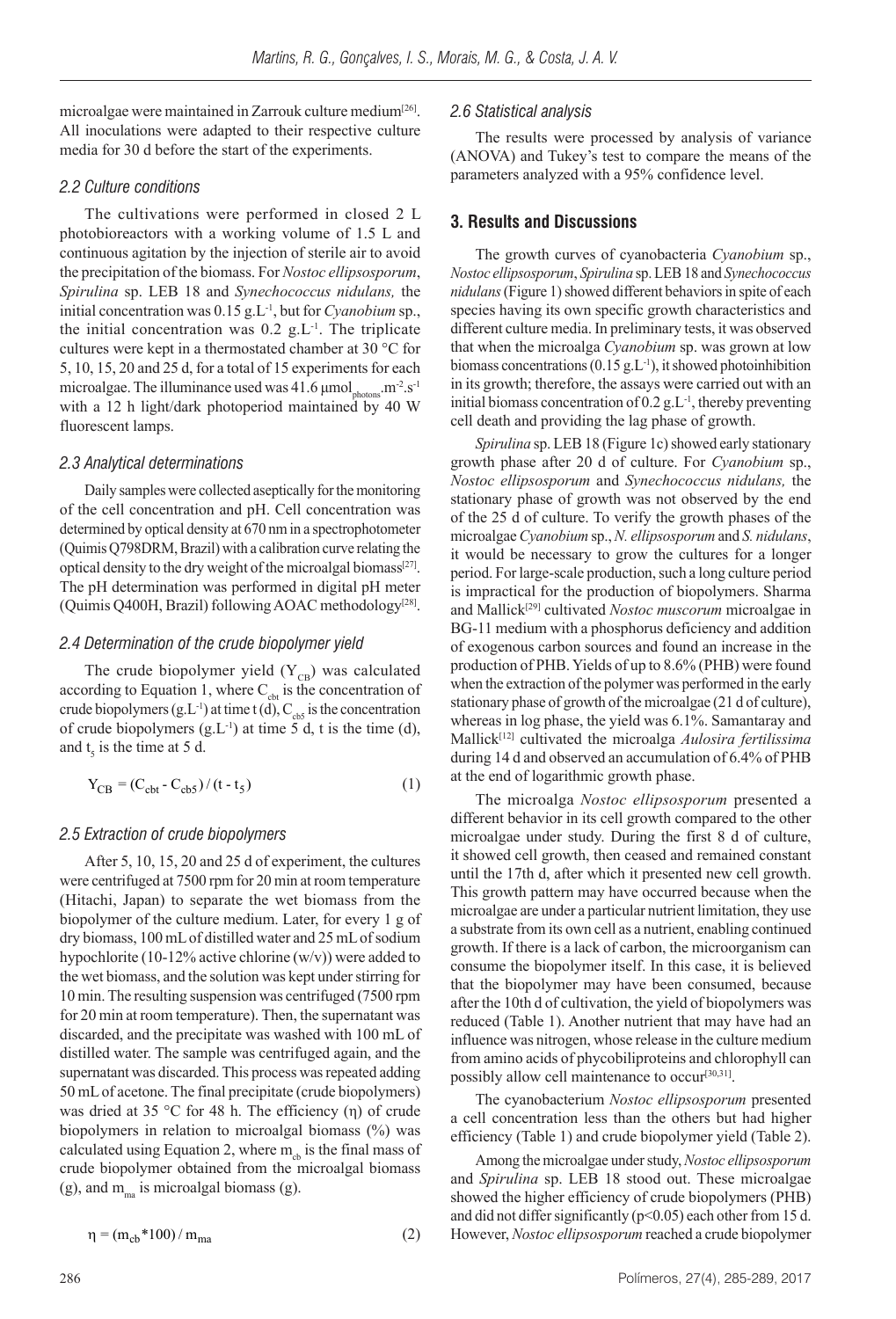microalgae were maintained in Zarrouk culture medium[26]. All inoculations were adapted to their respective culture media for 30 d before the start of the experiments.

### 2.2 Culture conditions

The cultivations were performed in closed 2 L photobioreactors with a working volume of 1.5 L and continuous agitation by the injection of sterile air to avoid the precipitation of the biomass. For *Nostoc ellipsosporum*, *Spirulina* sp. LEB 18 and *Synechococcus nidulans,* the initial concentration was 0.15 $g.L^{-1}$, but for *Cyanobium* sp., the initial concentration was 0.2 $g.L^{-1}$. The triplicate cultures were kept in a thermostated chamber at 30 °C for 5, 10, 15, 20 and 25 d, for a total of 15 experiments for each microalgae. The illuminance used was 41.6 $\mu mol_{photons}.m^{-2}.s^{-1}$ with a 12 h light/dark photoperiod maintained by 40 W fluorescent lamps.

### 2.3 Analytical determinations

Daily samples were collected aseptically for the monitoring of the cell concentration and pH. Cell concentration was determined by optical density at 670 nm in a spectrophotometer (Quimis Q798DRM, Brazil) with a calibration curve relating the optical density to the dry weight of the microalgal biomass[27]. The pH determination was performed in digital pH meter (Quimis Q400H, Brazil) following AOAC methodology[28].

### 2.4 Determination of the crude biopolymer yield

The crude biopolymer yield ($Y_{CB}$) was calculated according to Equation 1, where $C_{cbt}$ is the concentration of crude biopolymers ($g.L^{-1}$) at time t (d), $C_{cb5}$ is the concentration of crude biopolymers ($g.L^{-1}$) at time 5 d, t is the time (d), and $t_5$ is the time at 5 d.

$$Y_{CB} = (C_{cbt} - C_{cb5}) / (t - t_5) \quad (1)$$

### 2.5 Extraction of crude biopolymers

After 5, 10, 15, 20 and 25 d of experiment, the cultures were centrifuged at 7500 rpm for 20 min at room temperature (Hitachi, Japan) to separate the wet biomass from the biopolymer of the culture medium. Later, for every 1 g of dry biomass, 100 mL of distilled water and 25 mL of sodium hypochlorite (10-12% active chlorine (w/v)) were added to the wet biomass, and the solution was kept under stirring for 10 min. The resulting suspension was centrifuged (7500 rpm for 20 min at room temperature). Then, the supernatant was discarded, and the precipitate was washed with 100 mL of distilled water. The sample was centrifuged again, and the supernatant was discarded. This process was repeated adding 50 mL of acetone. The final precipitate (crude biopolymers) was dried at 35 °C for 48 h. The efficiency (η) of crude biopolymers in relation to microalgal biomass (%) was calculated using Equation 2, where $m_{cb}$ is the final mass of crude biopolymer obtained from the microalgal biomass (g), and $m_{ma}$ is microalgal biomass (g).

$$\eta = (m_{cb} * 100) / m_{ma} \quad (2)$$

### 2.6 Statistical analysis

The results were processed by analysis of variance (ANOVA) and Tukey's test to compare the means of the parameters analyzed with a 95% confidence level.

## 3. Results and Discussions

The growth curves of cyanobacteria *Cyanobium* sp., *Nostoc ellipsosporum*, *Spirulina* sp. LEB 18 and *Synechococcus nidulans* (Figure 1) showed different behaviors in spite of each species having its own specific growth characteristics and different culture media. In preliminary tests, it was observed that when the microalga *Cyanobium* sp. was grown at low biomass concentrations (0.15 $g.L^{-1}$), it showed photoinhibition in its growth; therefore, the assays were carried out with an initial biomass concentration of 0.2 $g.L^{-1}$, thereby preventing cell death and providing the lag phase of growth.

*Spirulina* sp. LEB 18 (Figure 1c) showed early stationary growth phase after 20 d of culture. For *Cyanobium* sp., *Nostoc ellipsosporum* and *Synechococcus nidulans,* the stationary phase of growth was not observed by the end of the 25 d of culture. To verify the growth phases of the microalgae *Cyanobium* sp., *N. ellipsosporum* and *S. nidulans*, it would be necessary to grow the cultures for a longer period. For large-scale production, such a long culture period is impractical for the production of biopolymers. Sharma and Mallick[29] cultivated *Nostoc muscorum* microalgae in BG-11 medium with a phosphorus deficiency and addition of exogenous carbon sources and found an increase in the production of PHB. Yields of up to 8.6% (PHB) were found when the extraction of the polymer was performed in the early stationary phase of growth of the microalgae (21 d of culture), whereas in log phase, the yield was 6.1%. Samantaray and Mallick[12] cultivated the microalga *Aulosira fertilissima* during 14 d and observed an accumulation of 6.4% of PHB at the end of logarithmic growth phase.

The microalga *Nostoc ellipsosporum* presented a different behavior in its cell growth compared to the other microalgae under study. During the first 8 d of culture, it showed cell growth, then ceased and remained constant until the 17th d, after which it presented new cell growth. This growth pattern may have occurred because when the microalgae are under a particular nutrient limitation, they use a substrate from its own cell as a nutrient, enabling continued growth. If there is a lack of carbon, the microorganism can consume the biopolymer itself. In this case, it is believed that the biopolymer may have been consumed, because after the 10th d of cultivation, the yield of biopolymers was reduced (Table 1). Another nutrient that may have had an influence was nitrogen, whose release in the culture medium from amino acids of phycobiliproteins and chlorophyll can possibly allow cell maintenance to occur[30,31].

The cyanobacterium *Nostoc ellipsosporum* presented a cell concentration less than the others but had higher efficiency (Table 1) and crude biopolymer yield (Table 2).

Among the microalgae under study, *Nostoc ellipsosporum* and *Spirulina* sp. LEB 18 stood out. These microalgae showed the higher efficiency of crude biopolymers (PHB) and did not differ significantly ($p<0.05$) each other from 15 d. However, *Nostoc ellipsosporum* reached a crude biopolymer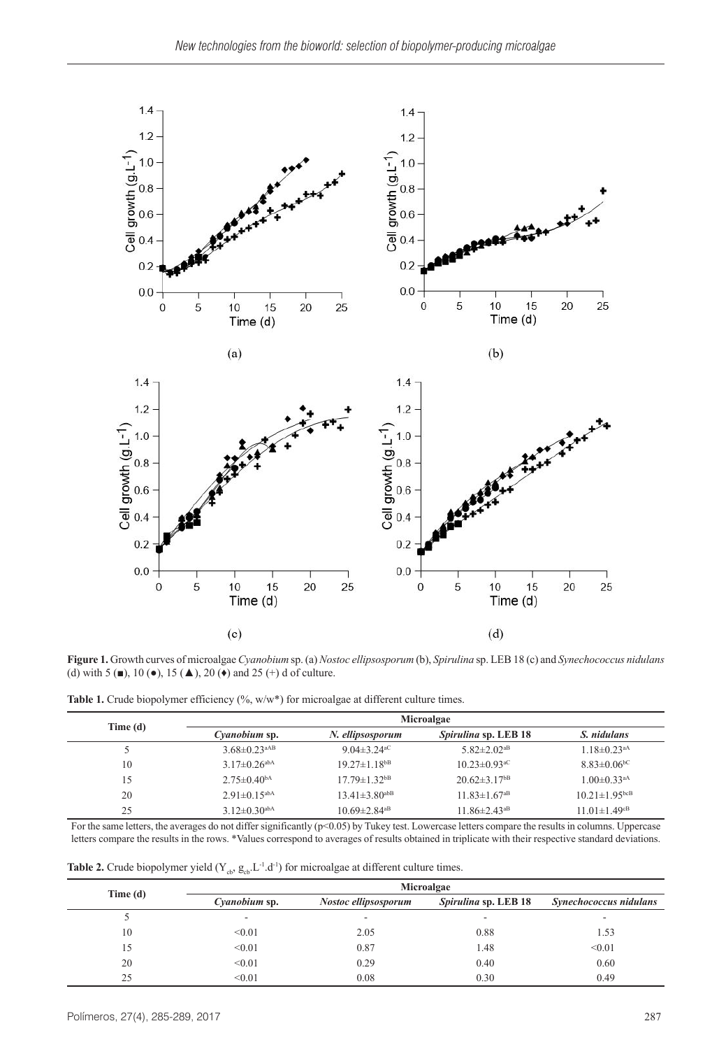**Figure 1.** Growth curves of microalgae *Cyanobium* sp. (a) *Nostoc ellipsosporum* (b), *Spirulina* sp. LEB 18 (c) and *Synechococcus nidulans* (d) with 5 (■), 10 (●), 15 (▲), 20 (♦) and 25 (+) d of culture.

**Table 1.** Crude biopolymer efficiency (%, w/w*) for microalgae at different culture times.

| Time (d) | Microalgae | | | |
|---|---|---|---|---|
| | *Cyanobium* sp. | *N. ellipsosporum* | *Spirulina* sp. LEB 18 | *S. nidulans* |
| 5 | 3.68±0.23[aAB] | 9.04±3.24[aC] | 5.82±2.02[aB] | 1.18±0.23[aA] |
| 10 | 3.17±0.26[abA] | 19.27±1.18[bB] | 10.23±0.93[aC] | 8.83±0.06[bC] |
| 15 | 2.75±0.40[bA] | 17.79±1.32[bB] | 20.62±3.17[bB] | 1.00±0.33[aA] |
| 20 | 2.91±0.15[abA] | 13.41±3.80[abB] | 11.83±1.67[aB] | 10.21±1.95[bcB] |
| 25 | 3.12±0.30[abA] | 10.69±2.84[aB] | 11.86±2.43[aB] | 11.01±1.49[cB] |

For the same letters, the averages do not differ significantly ($p<0.05$) by Tukey test. Lowercase letters compare the results in columns. Uppercase letters compare the results in the rows. *Values correspond to averages of results obtained in triplicate with their respective standard deviations.

**Table 2.** Crude biopolymer yield ($Y_{cb}$, $g_{cb}.L^{-1}.d^{-1}$) for microalgae at different culture times.

| Time (d) | Microalgae | | | |
|---|---|---|---|---|
| | *Cyanobium* sp. | *Nostoc ellipsosporum* | *Spirulina* sp. LEB 18 | *Synechococcus nidulans* |
| 5 | - | - | - | - |
| 10 | <0.01 | 2.05 | 0.88 | 1.53 |
| 15 | <0.01 | 0.87 | 1.48 | <0.01 |
| 20 | <0.01 | 0.29 | 0.40 | 0.60 |
| 25 | <0.01 | 0.08 | 0.30 | 0.49 |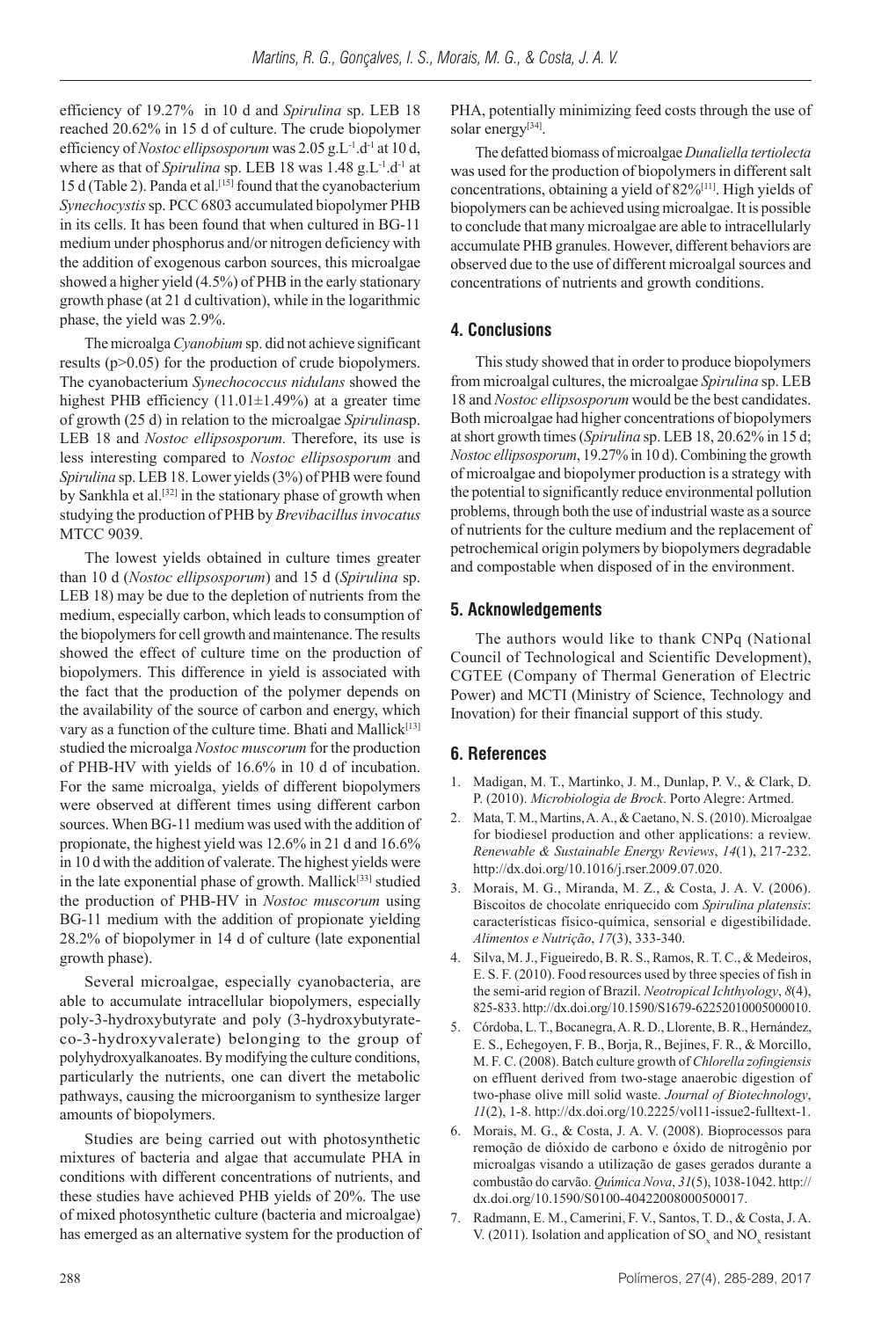efficiency of 19.27% in 10 d and *Spirulina* sp. LEB 18 reached 20.62% in 15 d of culture. The crude biopolymer efficiency of *Nostoc ellipsosporum* was 2.05 $g.L^{-1}.d^{-1}$ at 10 d, where as that of *Spirulina* sp. LEB 18 was 1.48 $g.L^{-1}.d^{-1}$ at 15 d (Table 2). Panda et al.[15] found that the cyanobacterium *Synechocystis* sp. PCC 6803 accumulated biopolymer PHB in its cells. It has been found that when cultured in BG-11 medium under phosphorus and/or nitrogen deficiency with the addition of exogenous carbon sources, this microalgae showed a higher yield (4.5%) of PHB in the early stationary growth phase (at 21 d cultivation), while in the logarithmic phase, the yield was 2.9%.

The microalga *Cyanobium* sp. did not achieve significant results ($p>0.05$) for the production of crude biopolymers. The cyanobacterium *Synechococcus nidulans* showed the highest PHB efficiency (11.01±1.49%) at a greater time of growth (25 d) in relation to the microalgae *Spirulina*sp. LEB 18 and *Nostoc ellipsosporum.* Therefore, its use is less interesting compared to *Nostoc ellipsosporum* and *Spirulina* sp. LEB 18. Lower yields (3%) of PHB were found by Sankhla et al.[32] in the stationary phase of growth when studying the production of PHB by *Brevibacillus invocatus* MTCC 9039.

The lowest yields obtained in culture times greater than 10 d (*Nostoc ellipsosporum*) and 15 d (*Spirulina* sp. LEB 18) may be due to the depletion of nutrients from the medium, especially carbon, which leads to consumption of the biopolymers for cell growth and maintenance. The results showed the effect of culture time on the production of biopolymers. This difference in yield is associated with the fact that the production of the polymer depends on the availability of the source of carbon and energy, which vary as a function of the culture time. Bhati and Mallick[13] studied the microalga *Nostoc muscorum* for the production of PHB-HV with yields of 16.6% in 10 d of incubation. For the same microalga, yields of different biopolymers were observed at different times using different carbon sources. When BG-11 medium was used with the addition of propionate, the highest yield was 12.6% in 21 d and 16.6% in 10 d with the addition of valerate. The highest yields were in the late exponential phase of growth. Mallick[33] studied the production of PHB-HV in *Nostoc muscorum* using BG-11 medium with the addition of propionate yielding 28.2% of biopolymer in 14 d of culture (late exponential growth phase).

Several microalgae, especially cyanobacteria, are able to accumulate intracellular biopolymers, especially poly-3-hydroxybutyrate and poly (3-hydroxybutyrate-co-3-hydroxyvalerate) belonging to the group of polyhydroxyalkanoates. By modifying the culture conditions, particularly the nutrients, one can divert the metabolic pathways, causing the microorganism to synthesize larger amounts of biopolymers.

Studies are being carried out with photosynthetic mixtures of bacteria and algae that accumulate PHA in conditions with different concentrations of nutrients, and these studies have achieved PHB yields of 20%. The use of mixed photosynthetic culture (bacteria and microalgae) has emerged as an alternative system for the production of PHA, potentially minimizing feed costs through the use of solar energy[34].

The defatted biomass of microalgae *Dunaliella tertiolecta* was used for the production of biopolymers in different salt concentrations, obtaining a yield of 82%[11]. High yields of biopolymers can be achieved using microalgae. It is possible to conclude that many microalgae are able to intracellularly accumulate PHB granules. However, different behaviors are observed due to the use of different microalgal sources and concentrations of nutrients and growth conditions.

## 4. Conclusions

This study showed that in order to produce biopolymers from microalgal cultures, the microalgae *Spirulina* sp. LEB 18 and *Nostoc ellipsosporum* would be the best candidates. Both microalgae had higher concentrations of biopolymers at short growth times (*Spirulina* sp. LEB 18, 20.62% in 15 d; *Nostoc ellipsosporum*, 19.27% in 10 d). Combining the growth of microalgae and biopolymer production is a strategy with the potential to significantly reduce environmental pollution problems, through both the use of industrial waste as a source of nutrients for the culture medium and the replacement of petrochemical origin polymers by biopolymers degradable and compostable when disposed of in the environment.

## 5. Acknowledgements

The authors would like to thank CNPq (National Council of Technological and Scientific Development), CGTEE (Company of Thermal Generation of Electric Power) and MCTI (Ministry of Science, Technology and Inovation) for their financial support of this study.

## 6. References

1. Madigan, M. T., Martinko, J. M., Dunlap, P. V., & Clark, D. P. (2010). *Microbiologia de Brock*. Porto Alegre: Artmed.
2. Mata, T. M., Martins, A. A., & Caetano, N. S. (2010). Microalgae for biodiesel production and other applications: a review. *Renewable & Sustainable Energy Reviews*, *14*(1), 217-232. http://dx.doi.org/10.1016/j.rser.2009.07.020.
3. Morais, M. G., Miranda, M. Z., & Costa, J. A. V. (2006). Biscoitos de chocolate enriquecido com *Spirulina platensis*: características físico-química, sensorial e digestibilidade. *Alimentos e Nutrição*, *17*(3), 333-340.
4. Silva, M. J., Figueiredo, B. R. S., Ramos, R. T. C., & Medeiros, E. S. F. (2010). Food resources used by three species of fish in the semi-arid region of Brazil. *Neotropical Ichthyology*, *8*(4), 825-833. http://dx.doi.org/10.1590/S1679-62252010005000010.
5. Córdoba, L. T., Bocanegra, A. R. D., Llorente, B. R., Hernández, E. S., Echegoyen, F. B., Borja, R., Bejines, F. R., & Morcillo, M. F. C. (2008). Batch culture growth of *Chlorella zofingiensis* on effluent derived from two-stage anaerobic digestion of two-phase olive mill solid waste. *Journal of Biotechnology*, *11*(2), 1-8. http://dx.doi.org/10.2225/vol11-issue2-fulltext-1.
6. Morais, M. G., & Costa, J. A. V. (2008). Bioprocessos para remoção de dióxido de carbono e óxido de nitrogênio por microalgas visando a utilização de gases gerados durante a combustão do carvão. *Química Nova*, *31*(5), 1038-1042. http://dx.doi.org/10.1590/S0100-40422008000500017.
7. Radmann, E. M., Camerini, F. V., Santos, T. D., & Costa, J. A. V. (2011). Isolation and application of $SO_x$ and $NO_x$ resistant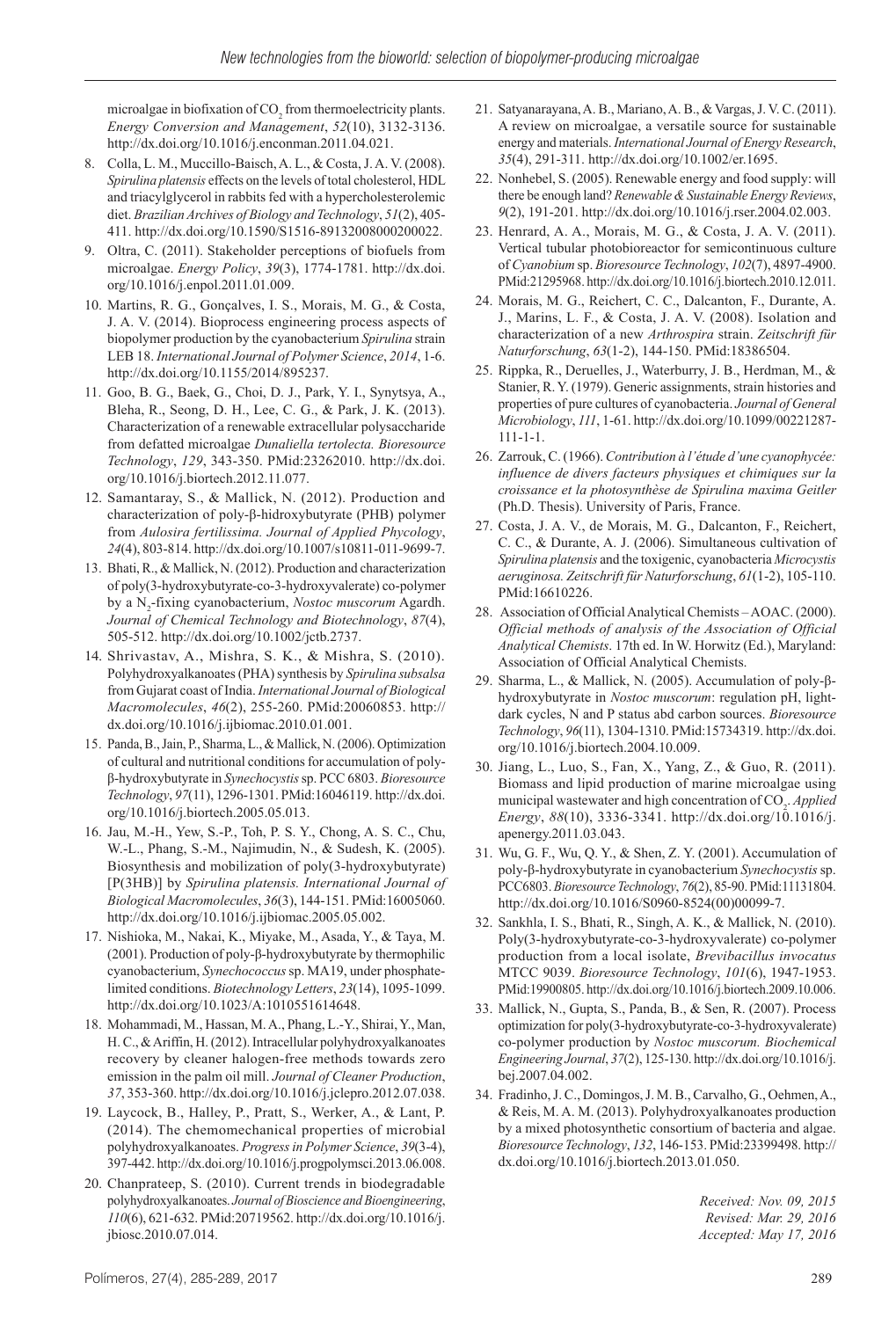microalgae in biofixation of $CO_2$ from thermoelectricity plants. *Energy Conversion and Management*, *52*(10), 3132-3136. http://dx.doi.org/10.1016/j.enconman.2011.04.021.

8. Colla, L. M., Muccillo-Baisch, A. L., & Costa, J. A. V. (2008). *Spirulina platensis* effects on the levels of total cholesterol, HDL and triacylglycerol in rabbits fed with a hypercholesterolemic diet. *Brazilian Archives of Biology and Technology*, *51*(2), 405-411. http://dx.doi.org/10.1590/S1516-89132008000200022.
9. Oltra, C. (2011). Stakeholder perceptions of biofuels from microalgae. *Energy Policy*, *39*(3), 1774-1781. http://dx.doi.org/10.1016/j.enpol.2011.01.009.
10. Martins, R. G., Gonçalves, I. S., Morais, M. G., & Costa, J. A. V. (2014). Bioprocess engineering process aspects of biopolymer production by the cyanobacterium *Spirulina* strain LEB 18. *International Journal of Polymer Science*, *2014*, 1-6. http://dx.doi.org/10.1155/2014/895237.
11. Goo, B. G., Baek, G., Choi, D. J., Park, Y. I., Synytsya, A., Bleha, R., Seong, D. H., Lee, C. G., & Park, J. K. (2013). Characterization of a renewable extracellular polysaccharide from defatted microalgae *Dunaliella tertolecta. Bioresource Technology*, *129*, 343-350. PMid:23262010. http://dx.doi.org/10.1016/j.biortech.2012.11.077.
12. Samantaray, S., & Mallick, N. (2012). Production and characterization of poly-β-hidroxybutyrate (PHB) polymer from *Aulosira fertilissima. Journal of Applied Phycology*, *24*(4), 803-814. http://dx.doi.org/10.1007/s10811-011-9699-7.
13. Bhati, R., & Mallick, N. (2012). Production and characterization of poly(3-hydroxybutyrate-co-3-hydroxyvalerate) co-polymer by a $N_2$-fixing cyanobacterium, *Nostoc muscorum* Agardh. *Journal of Chemical Technology and Biotechnology*, *87*(4), 505-512. http://dx.doi.org/10.1002/jctb.2737.
14. Shrivastav, A., Mishra, S. K., & Mishra, S. (2010). Polyhydroxyalkanoates (PHA) synthesis by *Spirulina subsalsa* from Gujarat coast of India. *International Journal of Biological Macromolecules*, *46*(2), 255-260. PMid:20060853. http://dx.doi.org/10.1016/j.ijbiomac.2010.01.001.
15. Panda, B., Jain, P., Sharma, L., & Mallick, N. (2006). Optimization of cultural and nutritional conditions for accumulation of poly-β-hydroxybutyrate in *Synechocystis* sp. PCC 6803. *Bioresource Technology*, *97*(11), 1296-1301. PMid:16046119. http://dx.doi.org/10.1016/j.biortech.2005.05.013.
16. Jau, M.-H., Yew, S.-P., Toh, P. S. Y., Chong, A. S. C., Chu, W.-L., Phang, S.-M., Najimudin, N., & Sudesh, K. (2005). Biosynthesis and mobilization of poly(3-hydroxybutyrate) [P(3HB)] by *Spirulina platensis. International Journal of Biological Macromolecules*, *36*(3), 144-151. PMid:16005060. http://dx.doi.org/10.1016/j.ijbiomac.2005.05.002.
17. Nishioka, M., Nakai, K., Miyake, M., Asada, Y., & Taya, M. (2001). Production of poly-β-hydroxybutyrate by thermophilic cyanobacterium, *Synechococcus* sp. MA19, under phosphate-limited conditions. *Biotechnology Letters*, *23*(14), 1095-1099. http://dx.doi.org/10.1023/A:1010551614648.
18. Mohammadi, M., Hassan, M. A., Phang, L.-Y., Shirai, Y., Man, H. C., & Ariffin, H. (2012). Intracellular polyhydroxyalkanoates recovery by cleaner halogen-free methods towards zero emission in the palm oil mill. *Journal of Cleaner Production*, *37*, 353-360. http://dx.doi.org/10.1016/j.jclepro.2012.07.038.
19. Laycock, B., Halley, P., Pratt, S., Werker, A., & Lant, P. (2014). The chemomechanical properties of microbial polyhydroxyalkanoates. *Progress in Polymer Science*, *39*(3-4), 397-442. http://dx.doi.org/10.1016/j.progpolymsci.2013.06.008.
20. Chanprateep, S. (2010). Current trends in biodegradable polyhydroxyalkanoates. *Journal of Bioscience and Bioengineering*, *110*(6), 621-632. PMid:20719562. http://dx.doi.org/10.1016/j.jbiosc.2010.07.014.
21. Satyanarayana, A. B., Mariano, A. B., & Vargas, J. V. C. (2011). A review on microalgae, a versatile source for sustainable energy and materials. *International Journal of Energy Research*, *35*(4), 291-311. http://dx.doi.org/10.1002/er.1695.
22. Nonhebel, S. (2005). Renewable energy and food supply: will there be enough land? *Renewable & Sustainable Energy Reviews*, *9*(2), 191-201. http://dx.doi.org/10.1016/j.rser.2004.02.003.
23. Henrard, A. A., Morais, M. G., & Costa, J. A. V. (2011). Vertical tubular photobioreactor for semicontinuous culture of *Cyanobium* sp. *Bioresource Technology*, *102*(7), 4897-4900. PMid:21295968. http://dx.doi.org/10.1016/j.biortech.2010.12.011.
24. Morais, M. G., Reichert, C. C., Dalcanton, F., Durante, A. J., Marins, L. F., & Costa, J. A. V. (2008). Isolation and characterization of a new *Arthrospira* strain. *Zeitschrift für Naturforschung*, *63*(1-2), 144-150. PMid:18386504.
25. Rippka, R., Deruelles, J., Waterburry, J. B., Herdman, M., & Stanier, R. Y. (1979). Generic assignments, strain histories and properties of pure cultures of cyanobacteria. *Journal of General Microbiology*, *111*, 1-61. http://dx.doi.org/10.1099/00221287-111-1-1.
26. Zarrouk, C. (1966). *Contribution à l'étude d'une cyanophycée: influence de divers facteurs physiques et chimiques sur la croissance et la photosynthèse de Spirulina maxima Geitler* (Ph.D. Thesis). University of Paris, France.
27. Costa, J. A. V., de Morais, M. G., Dalcanton, F., Reichert, C. C., & Durante, A. J. (2006). Simultaneous cultivation of *Spirulina platensis* and the toxigenic, cyanobacteria *Microcystis aeruginosa. Zeitschrift für Naturforschung*, *61*(1-2), 105-110. PMid:16610226.
28. Association of Official Analytical Chemists – AOAC. (2000). *Official methods of analysis of the Association of Official Analytical Chemists*. 17th ed. In W. Horwitz (Ed.), Maryland: Association of Official Analytical Chemists.
29. Sharma, L., & Mallick, N. (2005). Accumulation of poly-β-hydroxybutyrate in *Nostoc muscorum*: regulation pH, light-dark cycles, N and P status abd carbon sources. *Bioresource Technology*, *96*(11), 1304-1310. PMid:15734319. http://dx.doi.org/10.1016/j.biortech.2004.10.009.
30. Jiang, L., Luo, S., Fan, X., Yang, Z., & Guo, R. (2011). Biomass and lipid production of marine microalgae using municipal wastewater and high concentration of $CO_2$. *Applied Energy*, *88*(10), 3336-3341. http://dx.doi.org/10.1016/j.apenergy.2011.03.043.
31. Wu, G. F., Wu, Q. Y., & Shen, Z. Y. (2001). Accumulation of poly-β-hydroxybutyrate in cyanobacterium *Synechocystis* sp. PCC6803. *Bioresource Technology*, *76*(2), 85-90. PMid:11131804. http://dx.doi.org/10.1016/S0960-8524(00)00099-7.
32. Sankhla, I. S., Bhati, R., Singh, A. K., & Mallick, N. (2010). Poly(3-hydroxybutyrate-co-3-hydroxyvalerate) co-polymer production from a local isolate, *Brevibacillus invocatus* MTCC 9039. *Bioresource Technology*, *101*(6), 1947-1953. PMid:19900805. http://dx.doi.org/10.1016/j.biortech.2009.10.006.
33. Mallick, N., Gupta, S., Panda, B., & Sen, R. (2007). Process optimization for poly(3-hydroxybutyrate-co-3-hydroxyvalerate) co-polymer production by *Nostoc muscorum. Biochemical Engineering Journal*, *37*(2), 125-130. http://dx.doi.org/10.1016/j.bej.2007.04.002.
34. Fradinho, J. C., Domingos, J. M. B., Carvalho, G., Oehmen, A., & Reis, M. A. M. (2013). Polyhydroxyalkanoates production by a mixed photosynthetic consortium of bacteria and algae. *Bioresource Technology*, *132*, 146-153. PMid:23399498. http://dx.doi.org/10.1016/j.biortech.2013.01.050.

*Received: Nov. 09, 2015*
*Revised: Mar. 29, 2016*
*Accepted: May 17, 2016*